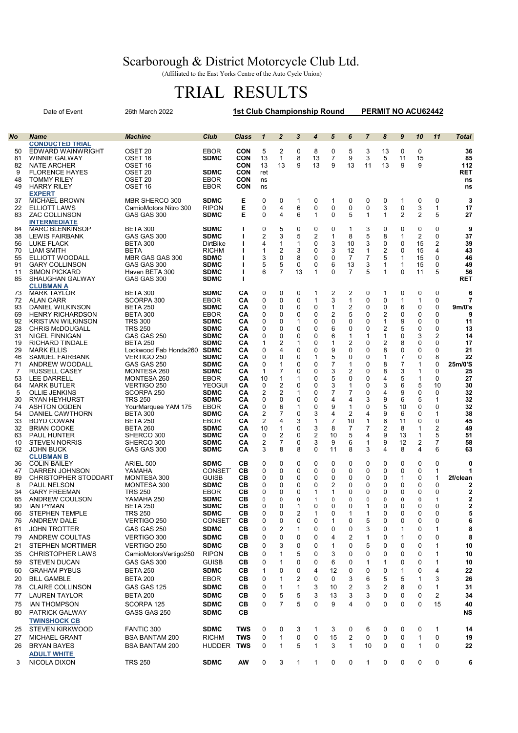# Scarborough & District Motorcycle Club Ltd.

(Affiliated to the East Yorks Centre of the Auto Cycle Union)

# TRIAL RESULTS

Date of Event 26th March 2022 **1st Club Championship Round** **PERMIT NO ACU62442**

| No | Name | Machine | Club | Class | 1 | 2 | 3 | 4 | 5 | 6 | 7 | 8 | 9 | 10 | 11 | Total |
|---|---|---|---|---|---|---|---|---|---|---|---|---|---|---|---|---|
| | **CONDUCTED TRIAL** | | | | | | | | | | | | | | | |
| 50 | EDWARD WAINWRIGHT | OSET 20 | EBOR | CON | 5 | 2 | 0 | 8 | 0 | 5 | 3 | 13 | 0 | 0 | | 36 |
| 81 | WINNIE GALWAY | OSET 16 | SDMC | CON | 13 | 1 | 8 | 13 | 7 | 9 | 3 | 5 | 11 | 15 | | 85 |
| 82 | NATE ARCHER | OSET 16 | | CON | 13 | 13 | 9 | 13 | 9 | 13 | 11 | 13 | 9 | 9 | | 112 |
| 9 | FLORENCE HAYES | OSET 20 | SDMC | CON | ret | | | | | | | | | | | RET |
| 48 | TOMMY RILEY | OSET 20 | EBOR | CON | ns | | | | | | | | | | | ns |
| 49 | HARRY RILEY | OSET 16 | EBOR | CON | ns | | | | | | | | | | | ns |
| | **EXPERT** | | | | | | | | | | | | | | | |
| 37 | MICHAEL BROWN | MBR SHERCO 300 | SDMC | E | 0 | 0 | 1 | 0 | 1 | 0 | 0 | 0 | 1 | 0 | 0 | 3 |
| 22 | ELLIOTT LAWS | CamioMotors Nitro 300 | RIPON | E | 0 | 4 | 6 | 0 | 0 | 0 | 0 | 3 | 0 | 3 | 1 | 17 |
| 83 | ZAC COLLINSON | GAS GAS 300 | SDMC | E | 0 | 4 | 6 | 1 | 0 | 5 | 1 | 1 | 2 | 2 | 5 | 27 |
| | **INTERMEDIATE** | | | | | | | | | | | | | | | |
| 84 | MARC BLENKINSOP | BETA 300 | SDMC | I | 0 | 5 | 0 | 0 | 0 | 1 | 3 | 0 | 0 | 0 | 0 | 9 |
| 38 | LEWIS FAIRBANK | GAS GAS 300 | SDMC | I | 2 | 3 | 5 | 2 | 1 | 8 | 5 | 8 | 1 | 2 | 0 | 37 |
| 56 | LUKE FLACK | BETA 300 | DirtBike | I | 4 | 1 | 1 | 0 | 3 | 10 | 3 | 0 | 0 | 15 | 2 | 39 |
| 70 | LIAM SMITH | BETA | RICHM | I | 1 | 2 | 3 | 0 | 3 | 12 | 1 | 2 | 0 | 15 | 4 | 43 |
| 55 | ELLIOTT WOODALL | MBR GAS GAS 300 | SDMC | I | 3 | 0 | 8 | 0 | 0 | 7 | 7 | 5 | 1 | 15 | 0 | 46 |
| 91 | GARY COLLINSON | GAS GAS 300 | SDMC | I | 5 | 5 | 0 | 0 | 6 | 13 | 3 | 1 | 1 | 15 | 0 | 49 |
| 11 | SIMON PICKARD | Haven BETA 300 | SDMC | I | 6 | 7 | 13 | 1 | 0 | 7 | 5 | 1 | 0 | 11 | 5 | 56 |
| 85 | SHAUGHAN GALWAY | GAS GAS 300 | SDMC | I | | | | | | | | | | | | RET |
| | **CLUBMAN A** | | | | | | | | | | | | | | | |
| 73 | MARK TAYLOR | BETA 300 | SDMC | CA | 0 | 0 | 0 | 1 | 2 | 2 | 0 | 1 | 0 | 0 | 0 | 6 |
| 72 | ALAN CARR | SCORPA 300 | EBOR | CA | 0 | 0 | 0 | 1 | 3 | 1 | 0 | 0 | 1 | 1 | 0 | 7 |
| 93 | DANIEL WILKINSON | BETA 250 | SDMC | CA | 0 | 0 | 0 | 0 | 1 | 2 | 0 | 0 | 6 | 0 | 0 | 9m/0's |
| 69 | HENRY RICHARDSON | BETA 300 | EBOR | CA | 0 | 0 | 0 | 0 | 2 | 5 | 0 | 2 | 0 | 0 | 0 | 9 |
| 92 | KRISTIAN WILKINSON | TRS 300 | SDMC | CA | 0 | 0 | 1 | 0 | 0 | 0 | 0 | 1 | 9 | 0 | 0 | 11 |
| 28 | CHRIS McDOUGALL | TRS 250 | SDMC | CA | 0 | 0 | 0 | 0 | 6 | 0 | 0 | 2 | 5 | 0 | 0 | 13 |
| 31 | NIGEL FINNIGAN | GAS GAS 250 | SDMC | CA | 0 | 0 | 0 | 0 | 6 | 1 | 1 | 1 | 0 | 3 | 2 | 14 |
| 19 | RICHARD TINDALE | BETA 250 | SDMC | CA | 1 | 2 | 1 | 0 | 1 | 2 | 0 | 2 | 8 | 0 | 0 | 17 |
| 29 | MARK ELLIS | Lockwood Fab Honda260 | SDMC | CA | 0 | 4 | 0 | 0 | 9 | 0 | 0 | 8 | 0 | 0 | 0 | 21 |
| 46 | SAMUEL FAIRBANK | VERTIGO 250 | SDMC | CA | 0 | 0 | 0 | 1 | 5 | 0 | 0 | 1 | 7 | 0 | 8 | 22 |
| 71 | ANDREW WOODALL | GAS GAS 250 | SDMC | CA | 0 | 1 | 0 | 0 | 7 | 1 | 0 | 8 | 7 | 1 | 0 | 25m/0'S |
| 7 | RUSSELL CASEY | MONTESA 260 | SDMC | CA | 1 | 7 | 0 | 0 | 3 | 2 | 0 | 8 | 3 | 1 | 0 | 25 |
| 53 | LEE DARRELL | MONTESA 260 | EBOR | CA | 10 | 1 | 1 | 0 | 5 | 0 | 0 | 4 | 5 | 1 | 0 | 27 |
| 64 | MARK BUTLER | VERTIGO 250 | YEOGUI | CA | 0 | 2 | 0 | 0 | 3 | 1 | 0 | 3 | 6 | 5 | 10 | 30 |
| 5 | OLLIE JENKINS | SCORPA 250 | SDMC | CA | 2 | 2 | 1 | 0 | 7 | 7 | 0 | 4 | 9 | 0 | 0 | 32 |
| 30 | RYAN HEYHURST | TRS 250 | SDMC | CA | 0 | 0 | 0 | 0 | 4 | 4 | 3 | 9 | 6 | 5 | 1 | 32 |
| 74 | ASHTON OGDEN | YourMarquee YAM 175 | EBOR | CA | 0 | 6 | 1 | 0 | 9 | 1 | 0 | 5 | 10 | 0 | 0 | 32 |
| 54 | DANIEL CAWTHORN | BETA 300 | SDMC | CA | 2 | 7 | 0 | 3 | 4 | 2 | 4 | 9 | 6 | 0 | 1 | 38 |
| 33 | BOYD COWAN | BETA 250 | EBOR | CA | 2 | 4 | 3 | 1 | 7 | 10 | 1 | 6 | 11 | 0 | 0 | 45 |
| 32 | BRIAN COOKE | BETA 260 | SDMC | CA | 10 | 1 | 0 | 3 | 8 | 7 | 7 | 2 | 8 | 1 | 2 | 49 |
| 63 | PAUL HUNTER | SHERCO 300 | SDMC | CA | 0 | 2 | 0 | 2 | 10 | 5 | 4 | 9 | 13 | 1 | 5 | 51 |
| 23 | STEVEN NORRIS | SHERCO 300 | SDMC | CA | 2 | 7 | 0 | 3 | 9 | 6 | 1 | 9 | 12 | 2 | 7 | 58 |
| 62 | JOHN BUCK | GAS GAS 300 | SDMC | CA | 3 | 8 | 8 | 0 | 11 | 8 | 3 | 4 | 8 | 4 | 6 | 63 |
| | **CLUBMAN B** | | | | | | | | | | | | | | | |
| 36 | COLIN BAILEY | ARIEL 500 | SDMC | CB | 0 | 0 | 0 | 0 | 0 | 0 | 0 | 0 | 0 | 0 | 0 | 0 |
| 47 | DARREN JOHNSON | YAMAHA | CONSET | CB | 0 | 0 | 0 | 0 | 0 | 0 | 0 | 0 | 0 | 0 | 1 | 1 |
| 89 | CHRISTOPHER STODDART | MONTESA 300 | GUISB | CB | 0 | 0 | 0 | 0 | 0 | 0 | 0 | 0 | 1 | 0 | 1 | 2f/clean |
| 8 | PAUL NELSON | MONTESA 300 | SDMC | CB | 0 | 0 | 0 | 0 | 2 | 0 | 0 | 0 | 0 | 0 | 0 | 2 |
| 34 | GARY FREEMAN | TRS 250 | EBOR | CB | 0 | 0 | 0 | 1 | 1 | 0 | 0 | 0 | 0 | 0 | 0 | 2 |
| 65 | ANDREW COULSON | YAMAHA 250 | SDMC | CB | 0 | 0 | 0 | 1 | 0 | 0 | 0 | 0 | 0 | 0 | 1 | 2 |
| 90 | IAN PYMAN | BETA 250 | SDMC | CB | 0 | 0 | 1 | 0 | 0 | 0 | 1 | 0 | 0 | 0 | 0 | 2 |
| 66 | STEPHEN TEMPLE | TRS 250 | SDMC | CB | 0 | 0 | 2 | 1 | 0 | 1 | 1 | 0 | 0 | 0 | 0 | 5 |
| 76 | ANDREW DALE | VERTIGO 250 | CONSET | CB | 0 | 0 | 0 | 0 | 1 | 0 | 5 | 0 | 0 | 0 | 0 | 6 |
| 61 | JOHN TROTTER | GAS GAS 250 | SDMC | CB | 0 | 2 | 1 | 0 | 0 | 0 | 3 | 0 | 1 | 0 | 1 | 8 |
| 79 | ANDREW COULTAS | VERTIGO 300 | SDMC | CB | 0 | 0 | 0 | 0 | 4 | 2 | 1 | 0 | 1 | 0 | 0 | 8 |
| 21 | STEPHEN MORTIMER | VERTIGO 250 | SDMC | CB | 0 | 3 | 0 | 0 | 1 | 0 | 5 | 0 | 0 | 0 | 1 | 10 |
| 35 | CHRISTOPHER LAWS | CamioMotorsVertigo250 | RIPON | CB | 0 | 1 | 5 | 0 | 3 | 0 | 0 | 0 | 0 | 0 | 1 | 10 |
| 59 | STEVEN DUCAN | GAS GAS 300 | GUISB | CB | 0 | 1 | 0 | 0 | 6 | 0 | 1 | 1 | 0 | 0 | 1 | 10 |
| 60 | GRAHAM PYBUS | BETA 250 | SDMC | CB | 1 | 0 | 0 | 4 | 12 | 0 | 0 | 0 | 1 | 0 | 4 | 22 |
| 20 | BILL GAMBLE | BETA 200 | EBOR | CB | 0 | 1 | 2 | 0 | 0 | 3 | 6 | 5 | 5 | 1 | 3 | 26 |
| 78 | CLAIRE COLLINSON | GAS GAS 125 | SDMC | CB | 0 | 1 | 1 | 3 | 10 | 2 | 3 | 2 | 8 | 0 | 1 | 31 |
| 77 | LAUREN TAYLOR | BETA 200 | SDMC | CB | 0 | 5 | 5 | 3 | 13 | 3 | 3 | 0 | 0 | 0 | 2 | 34 |
| 75 | IAN THOMPSON | SCORPA 125 | SDMC | CB | 0 | 7 | 5 | 0 | 9 | 4 | 0 | 0 | 0 | 0 | 15 | 40 |
| 80 | PATRICK GALWAY | GASS GAS 250 | SDMC | CB | | | | | | | | | | | | NS |
| | **TWINSHOCK CB** | | | | | | | | | | | | | | | |
| 25 | STEVEN KIRKWOOD | FANTIC 300 | SDMC | TWS | 0 | 0 | 3 | 1 | 3 | 0 | 6 | 0 | 0 | 0 | 1 | 14 |
| 27 | MICHAEL GRANT | BSA BANTAM 200 | RICHM | TWS | 0 | 1 | 0 | 0 | 15 | 2 | 0 | 0 | 0 | 1 | 0 | 19 |
| 26 | BRYAN BAYES | BSA BANTAM 200 | HUDDER | TWS | 0 | 1 | 5 | 1 | 3 | 1 | 10 | 0 | 0 | 1 | 0 | 22 |
| | **ADULT WHITE** | | | | | | | | | | | | | | | |
| 3 | NICOLA DIXON | TRS 250 | SDMC | AW | 0 | 3 | 1 | 1 | 0 | 0 | 1 | 0 | 0 | 0 | 0 | 6 |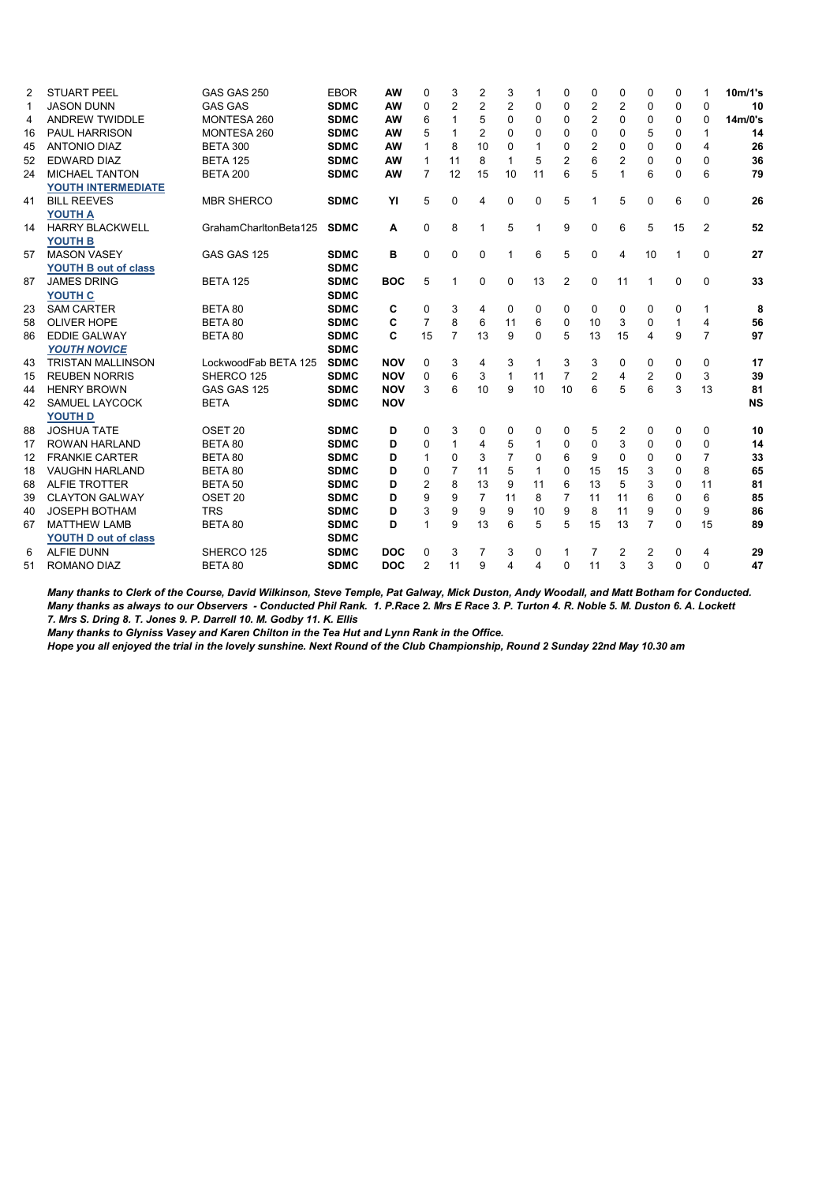| | | | | | | | | | | | | | | | | | | |
|---|---|---|---|---|---|---|---|---|---|---|---|---|---|---|---|---|---|---|
| 2 | STUART PEEL | GAS GAS 250 | EBOR | **AW** | 0 | 3 | 2 | 3 | 1 | 0 | 0 | 0 | 0 | 0 | 1 | **10m/1's** |
| 1 | JASON DUNN | GAS GAS | **SDMC** | **AW** | 0 | 2 | 2 | 2 | 0 | 0 | 2 | 2 | 0 | 0 | 0 | **10** |
| 4 | ANDREW TWIDDLE | MONTESA 260 | **SDMC** | **AW** | 6 | 1 | 5 | 0 | 0 | 0 | 2 | 0 | 0 | 0 | 0 | **14m/0's** |
| 16 | PAUL HARRISON | MONTESA 260 | **SDMC** | **AW** | 5 | 1 | 2 | 0 | 0 | 0 | 0 | 0 | 5 | 0 | 1 | **14** |
| 45 | ANTONIO DIAZ | BETA 300 | **SDMC** | **AW** | 1 | 8 | 10 | 0 | 1 | 0 | 2 | 0 | 0 | 0 | 4 | **26** |
| 52 | EDWARD DIAZ | BETA 125 | **SDMC** | **AW** | 1 | 11 | 8 | 1 | 5 | 2 | 6 | 2 | 0 | 0 | 0 | **36** |
| 24 | MICHAEL TANTON | BETA 200 | **SDMC** | **AW** | 7 | 12 | 15 | 10 | 11 | 6 | 5 | 1 | 6 | 0 | 6 | **79** |
| | **YOUTH INTERMEDIATE** | | | | | | | | | | | | | | | |
| 41 | BILL REEVES | MBR SHERCO | **SDMC** | **YI** | 5 | 0 | 4 | 0 | 0 | 5 | 1 | 5 | 0 | 6 | 0 | **26** |
| | **YOUTH A** | | | | | | | | | | | | | | | |
| 14 | HARRY BLACKWELL | GrahamCharltonBeta125 | **SDMC** | **A** | 0 | 8 | 1 | 5 | 1 | 9 | 0 | 6 | 5 | 15 | 2 | **52** |
| | **YOUTH B** | | | | | | | | | | | | | | | |
| 57 | MASON VASEY | GAS GAS 125 | **SDMC** | **B** | 0 | 0 | 0 | 1 | 6 | 5 | 0 | 4 | 10 | 1 | 0 | **27** |
| | **YOUTH B out of class** | | **SDMC** | | | | | | | | | | | | | |
| 87 | JAMES DRING | BETA 125 | **SDMC** | **BOC** | 5 | 1 | 0 | 0 | 13 | 2 | 0 | 11 | 1 | 0 | 0 | **33** |
| | **YOUTH C** | | **SDMC** | | | | | | | | | | | | | |
| 23 | SAM CARTER | BETA 80 | **SDMC** | **C** | 0 | 3 | 4 | 0 | 0 | 0 | 0 | 0 | 0 | 0 | 1 | **8** |
| 58 | OLIVER HOPE | BETA 80 | **SDMC** | **C** | 7 | 8 | 6 | 11 | 6 | 0 | 10 | 3 | 0 | 1 | 4 | **56** |
| 86 | EDDIE GALWAY | BETA 80 | **SDMC** | **C** | 15 | 7 | 13 | 9 | 0 | 5 | 13 | 15 | 4 | 9 | 7 | **97** |
| | ***YOUTH NOVICE*** | | **SDMC** | | | | | | | | | | | | | |
| 43 | TRISTAN MALLINSON | LockwoodFab BETA 125 | **SDMC** | **NOV** | 0 | 3 | 4 | 3 | 1 | 3 | 3 | 0 | 0 | 0 | 0 | **17** |
| 15 | REUBEN NORRIS | SHERCO 125 | **SDMC** | **NOV** | 0 | 6 | 3 | 1 | 11 | 7 | 2 | 4 | 2 | 0 | 3 | **39** |
| 44 | HENRY BROWN | GAS GAS 125 | **SDMC** | **NOV** | 3 | 6 | 10 | 9 | 10 | 10 | 6 | 5 | 6 | 3 | 13 | **81** |
| 42 | SAMUEL LAYCOCK | BETA | **SDMC** | **NOV** | | | | | | | | | | | | **NS** |
| | **YOUTH D** | | | | | | | | | | | | | | | |
| 88 | JOSHUA TATE | OSET 20 | **SDMC** | **D** | 0 | 3 | 0 | 0 | 0 | 0 | 5 | 2 | 0 | 0 | 0 | **10** |
| 17 | ROWAN HARLAND | BETA 80 | **SDMC** | **D** | 0 | 1 | 4 | 5 | 1 | 0 | 0 | 3 | 0 | 0 | 0 | **14** |
| 12 | FRANKIE CARTER | BETA 80 | **SDMC** | **D** | 1 | 0 | 3 | 7 | 0 | 6 | 9 | 0 | 0 | 0 | 7 | **33** |
| 18 | VAUGHN HARLAND | BETA 80 | **SDMC** | **D** | 0 | 7 | 11 | 5 | 1 | 0 | 15 | 15 | 3 | 0 | 8 | **65** |
| 68 | ALFIE TROTTER | BETA 50 | **SDMC** | **D** | 2 | 8 | 13 | 9 | 11 | 6 | 13 | 5 | 3 | 0 | 11 | **81** |
| 39 | CLAYTON GALWAY | OSET 20 | **SDMC** | **D** | 9 | 9 | 7 | 11 | 8 | 7 | 11 | 11 | 6 | 0 | 6 | **85** |
| 40 | JOSEPH BOTHAM | TRS | **SDMC** | **D** | 3 | 9 | 9 | 9 | 10 | 9 | 8 | 11 | 9 | 0 | 9 | **86** |
| 67 | MATTHEW LAMB | BETA 80 | **SDMC** | **D** | 1 | 9 | 13 | 6 | 5 | 5 | 15 | 13 | 7 | 0 | 15 | **89** |
| | **YOUTH D out of class** | | **SDMC** | | | | | | | | | | | | | |
| 6 | ALFIE DUNN | SHERCO 125 | **SDMC** | **DOC** | 0 | 3 | 7 | 3 | 0 | 1 | 7 | 2 | 2 | 0 | 4 | **29** |
| 51 | ROMANO DIAZ | BETA 80 | **SDMC** | **DOC** | 2 | 11 | 9 | 4 | 4 | 0 | 11 | 3 | 3 | 0 | 0 | **47** |

***Many thanks to Clerk of the Course, David Wilkinson, Steve Temple, Pat Galway, Mick Duston, Andy Woodall, and Matt Botham for Conducted.***
***Many thanks as always to our Observers - Conducted Phil Rank. 1. P.Race 2. Mrs E Race 3. P. Turton 4. R. Noble 5. M. Duston 6. A. Lockett 7. Mrs S. Dring 8. T. Jones 9. P. Darrell 10. M. Godby 11. K. Ellis***
***Many thanks to Glyniss Vasey and Karen Chilton in the Tea Hut and Lynn Rank in the Office.***
***Hope you all enjoyed the trial in the lovely sunshine. Next Round of the Club Championship, Round 2 Sunday 22nd May 10.30 am***